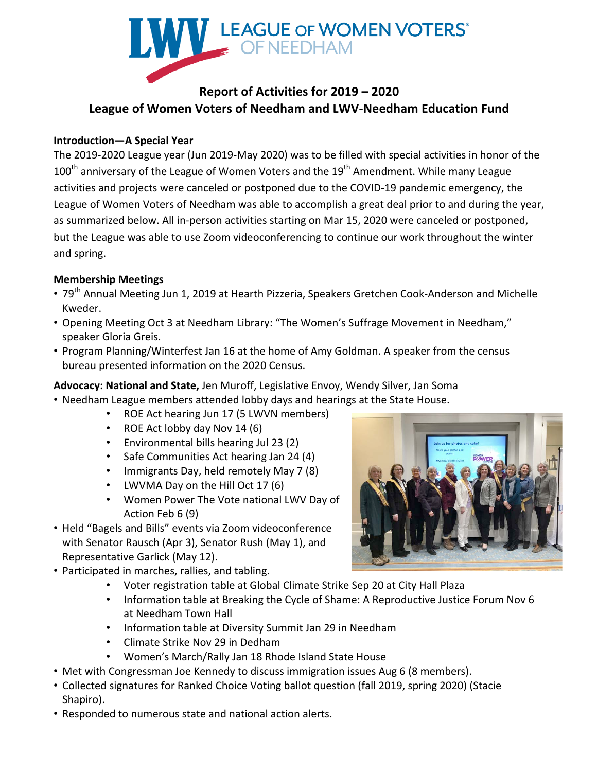# Report of Activities for 2019 – 2020

## League of Women Voters of Needham and LWV-Needham Education Fund

### Introduction—A Special Year

The 2019-2020 League year (Jun 2019-May 2020) was to be filled with special activities in honor of the 100th anniversary of the League of Women Voters and the 19th Amendment. While many League activities and projects were canceled or postponed due to the COVID-19 pandemic emergency, the League of Women Voters of Needham was able to accomplish a great deal prior to and during the year, as summarized below. All in-person activities starting on Mar 15, 2020 were canceled or postponed, but the League was able to use Zoom videoconferencing to continue our work throughout the winter and spring.

### Membership Meetings

- 79th Annual Meeting Jun 1, 2019 at Hearth Pizzeria, Speakers Gretchen Cook-Anderson and Michelle Kweder.
- Opening Meeting Oct 3 at Needham Library: "The Women's Suffrage Movement in Needham," speaker Gloria Greis.
- Program Planning/Winterfest Jan 16 at the home of Amy Goldman. A speaker from the census bureau presented information on the 2020 Census.

**Advocacy: National and State,** Jen Muroff, Legislative Envoy, Wendy Silver, Jan Soma

- Needham League members attended lobby days and hearings at the State House.
  - ROE Act hearing Jun 17 (5 LWVN members)
  - ROE Act lobby day Nov 14 (6)
  - Environmental bills hearing Jul 23 (2)
  - Safe Communities Act hearing Jan 24 (4)
  - Immigrants Day, held remotely May 7 (8)
  - LWVMA Day on the Hill Oct 17 (6)
  - Women Power The Vote national LWV Day of Action Feb 6 (9)
- Held "Bagels and Bills" events via Zoom videoconference with Senator Rausch (Apr 3), Senator Rush (May 1), and Representative Garlick (May 12).
- Participated in marches, rallies, and tabling.
  - Voter registration table at Global Climate Strike Sep 20 at City Hall Plaza
  - Information table at Breaking the Cycle of Shame: A Reproductive Justice Forum Nov 6 at Needham Town Hall
  - Information table at Diversity Summit Jan 29 in Needham
  - Climate Strike Nov 29 in Dedham
  - Women's March/Rally Jan 18 Rhode Island State House
- Met with Congressman Joe Kennedy to discuss immigration issues Aug 6 (8 members).
- Collected signatures for Ranked Choice Voting ballot question (fall 2019, spring 2020) (Stacie Shapiro).
- Responded to numerous state and national action alerts.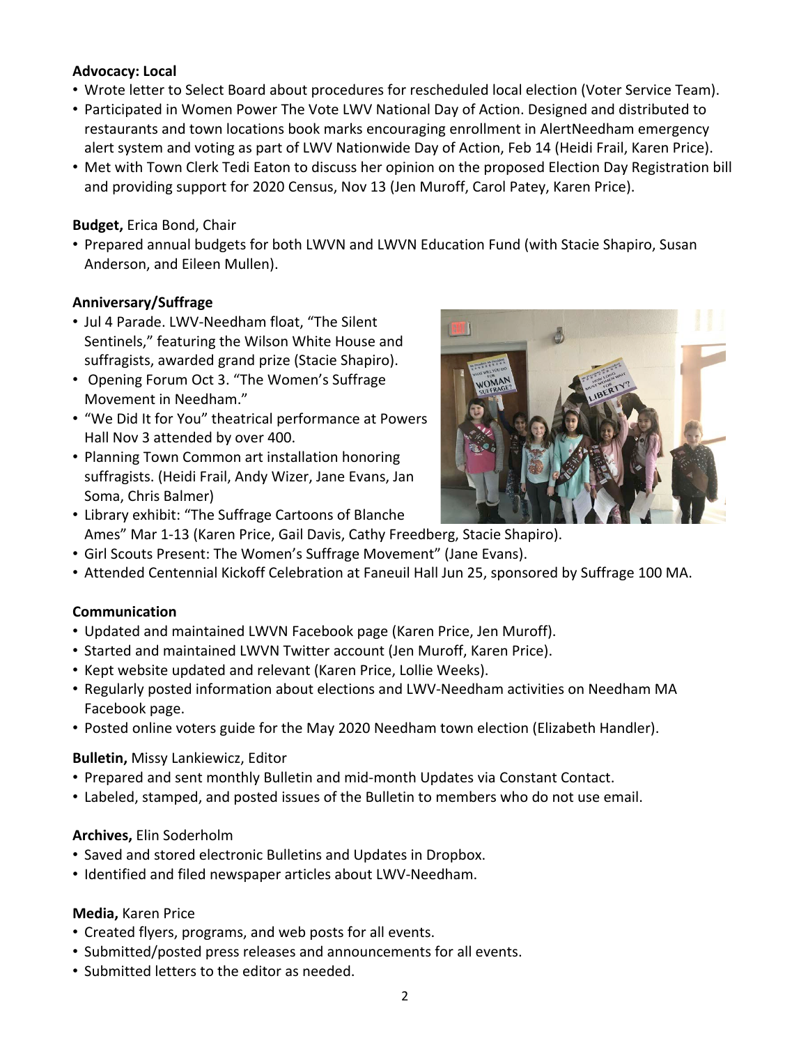**Advocacy: Local**

- Wrote letter to Select Board about procedures for rescheduled local election (Voter Service Team).
- Participated in Women Power The Vote LWV National Day of Action. Designed and distributed to restaurants and town locations book marks encouraging enrollment in AlertNeedham emergency alert system and voting as part of LWV Nationwide Day of Action, Feb 14 (Heidi Frail, Karen Price).
- Met with Town Clerk Tedi Eaton to discuss her opinion on the proposed Election Day Registration bill and providing support for 2020 Census, Nov 13 (Jen Muroff, Carol Patey, Karen Price).

**Budget,** Erica Bond, Chair

- Prepared annual budgets for both LWVN and LWVN Education Fund (with Stacie Shapiro, Susan Anderson, and Eileen Mullen).

**Anniversary/Suffrage**

- Jul 4 Parade. LWV-Needham float, "The Silent Sentinels," featuring the Wilson White House and suffragists, awarded grand prize (Stacie Shapiro).
- Opening Forum Oct 3. "The Women's Suffrage Movement in Needham."
- "We Did It for You" theatrical performance at Powers Hall Nov 3 attended by over 400.
- Planning Town Common art installation honoring suffragists. (Heidi Frail, Andy Wizer, Jane Evans, Jan Soma, Chris Balmer)
- Library exhibit: "The Suffrage Cartoons of Blanche Ames" Mar 1-13 (Karen Price, Gail Davis, Cathy Freedberg, Stacie Shapiro).
- Girl Scouts Present: The Women's Suffrage Movement" (Jane Evans).
- Attended Centennial Kickoff Celebration at Faneuil Hall Jun 25, sponsored by Suffrage 100 MA.

**Communication**

- Updated and maintained LWVN Facebook page (Karen Price, Jen Muroff).
- Started and maintained LWVN Twitter account (Jen Muroff, Karen Price).
- Kept website updated and relevant (Karen Price, Lollie Weeks).
- Regularly posted information about elections and LWV-Needham activities on Needham MA Facebook page.
- Posted online voters guide for the May 2020 Needham town election (Elizabeth Handler).

**Bulletin,** Missy Lankiewicz, Editor

- Prepared and sent monthly Bulletin and mid-month Updates via Constant Contact.
- Labeled, stamped, and posted issues of the Bulletin to members who do not use email.

**Archives,** Elin Soderholm

- Saved and stored electronic Bulletins and Updates in Dropbox.
- Identified and filed newspaper articles about LWV-Needham.

**Media,** Karen Price

- Created flyers, programs, and web posts for all events.
- Submitted/posted press releases and announcements for all events.
- Submitted letters to the editor as needed.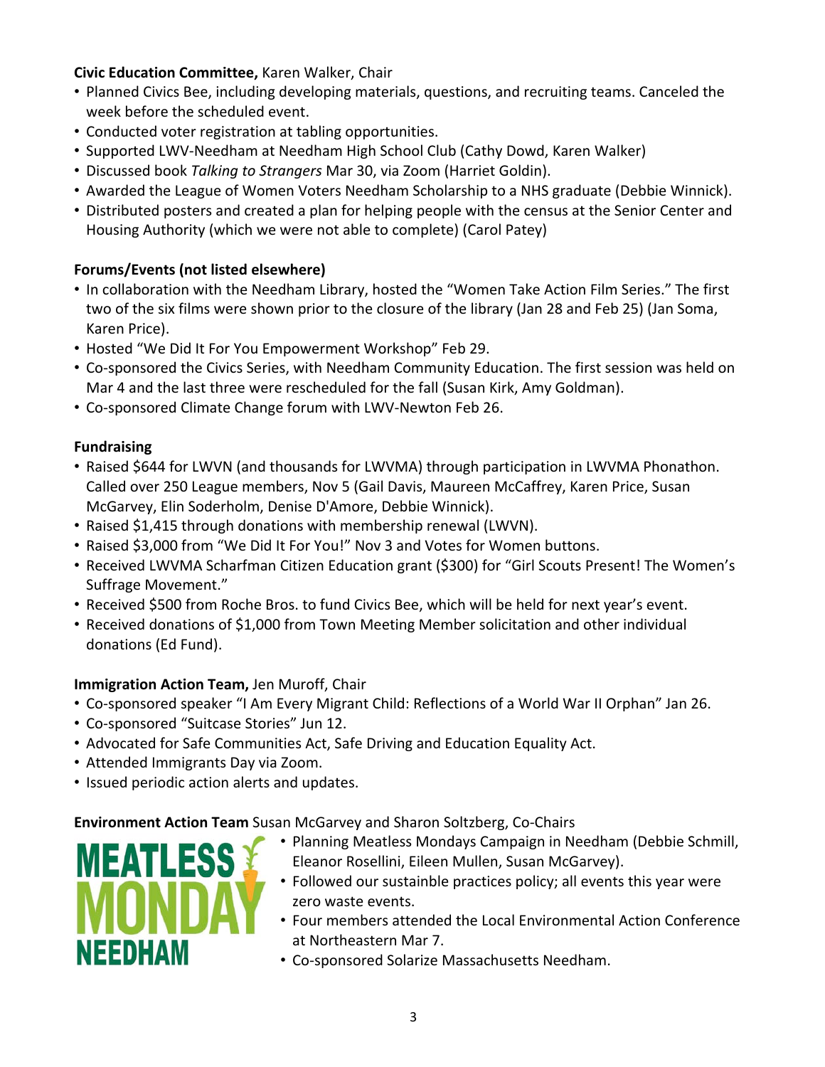**Civic Education Committee,** Karen Walker, Chair

- Planned Civics Bee, including developing materials, questions, and recruiting teams. Canceled the week before the scheduled event.
- Conducted voter registration at tabling opportunities.
- Supported LWV-Needham at Needham High School Club (Cathy Dowd, Karen Walker)
- Discussed book *Talking to Strangers* Mar 30, via Zoom (Harriet Goldin).
- Awarded the League of Women Voters Needham Scholarship to a NHS graduate (Debbie Winnick).
- Distributed posters and created a plan for helping people with the census at the Senior Center and Housing Authority (which we were not able to complete) (Carol Patey)

**Forums/Events (not listed elsewhere)**

- In collaboration with the Needham Library, hosted the "Women Take Action Film Series." The first two of the six films were shown prior to the closure of the library (Jan 28 and Feb 25) (Jan Soma, Karen Price).
- Hosted "We Did It For You Empowerment Workshop" Feb 29.
- Co-sponsored the Civics Series, with Needham Community Education. The first session was held on Mar 4 and the last three were rescheduled for the fall (Susan Kirk, Amy Goldman).
- Co-sponsored Climate Change forum with LWV-Newton Feb 26.

**Fundraising**

- Raised $644 for LWVN (and thousands for LWVMA) through participation in LWVMA Phonathon. Called over 250 League members, Nov 5 (Gail Davis, Maureen McCaffrey, Karen Price, Susan McGarvey, Elin Soderholm, Denise D'Amore, Debbie Winnick).
- Raised $1,415 through donations with membership renewal (LWVN).
- Raised $3,000 from "We Did It For You!" Nov 3 and Votes for Women buttons.
- Received LWVMA Scharfman Citizen Education grant ($300) for "Girl Scouts Present! The Women's Suffrage Movement."
- Received $500 from Roche Bros. to fund Civics Bee, which will be held for next year's event.
- Received donations of $1,000 from Town Meeting Member solicitation and other individual donations (Ed Fund).

**Immigration Action Team,** Jen Muroff, Chair

- Co-sponsored speaker "I Am Every Migrant Child: Reflections of a World War II Orphan" Jan 26.
- Co-sponsored "Suitcase Stories" Jun 12.
- Advocated for Safe Communities Act, Safe Driving and Education Equality Act.
- Attended Immigrants Day via Zoom.
- Issued periodic action alerts and updates.

**Environment Action Team** Susan McGarvey and Sharon Soltzberg, Co-Chairs

MEATLESS MONDAY NEEDHAM

- Planning Meatless Mondays Campaign in Needham (Debbie Schmill, Eleanor Rosellini, Eileen Mullen, Susan McGarvey).
- Followed our sustainble practices policy; all events this year were zero waste events.
- Four members attended the Local Environmental Action Conference at Northeastern Mar 7.
- Co-sponsored Solarize Massachusetts Needham.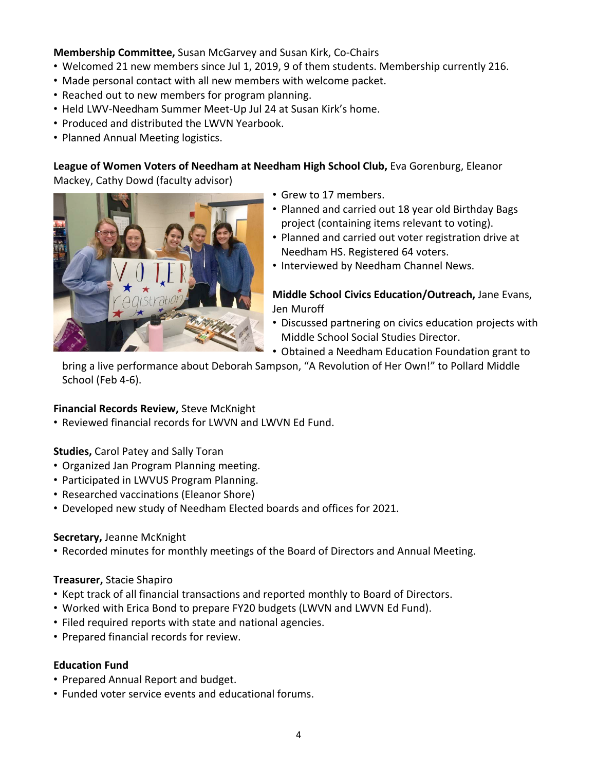**Membership Committee,** Susan McGarvey and Susan Kirk, Co-Chairs

- Welcomed 21 new members since Jul 1, 2019, 9 of them students. Membership currently 216.
- Made personal contact with all new members with welcome packet.
- Reached out to new members for program planning.
- Held LWV-Needham Summer Meet-Up Jul 24 at Susan Kirk's home.
- Produced and distributed the LWVN Yearbook.
- Planned Annual Meeting logistics.

**League of Women Voters of Needham at Needham High School Club,** Eva Gorenburg, Eleanor Mackey, Cathy Dowd (faculty advisor)

- Grew to 17 members.
- Planned and carried out 18 year old Birthday Bags project (containing items relevant to voting).
- Planned and carried out voter registration drive at Needham HS. Registered 64 voters.
- Interviewed by Needham Channel News.

**Middle School Civics Education/Outreach,** Jane Evans, Jen Muroff

- Discussed partnering on civics education projects with Middle School Social Studies Director.
- Obtained a Needham Education Foundation grant to bring a live performance about Deborah Sampson, "A Revolution of Her Own!" to Pollard Middle School (Feb 4-6).

**Financial Records Review,** Steve McKnight

- Reviewed financial records for LWVN and LWVN Ed Fund.

**Studies,** Carol Patey and Sally Toran

- Organized Jan Program Planning meeting.
- Participated in LWVUS Program Planning.
- Researched vaccinations (Eleanor Shore)
- Developed new study of Needham Elected boards and offices for 2021.

**Secretary,** Jeanne McKnight

- Recorded minutes for monthly meetings of the Board of Directors and Annual Meeting.

**Treasurer,** Stacie Shapiro

- Kept track of all financial transactions and reported monthly to Board of Directors.
- Worked with Erica Bond to prepare FY20 budgets (LWVN and LWVN Ed Fund).
- Filed required reports with state and national agencies.
- Prepared financial records for review.

**Education Fund**

- Prepared Annual Report and budget.
- Funded voter service events and educational forums.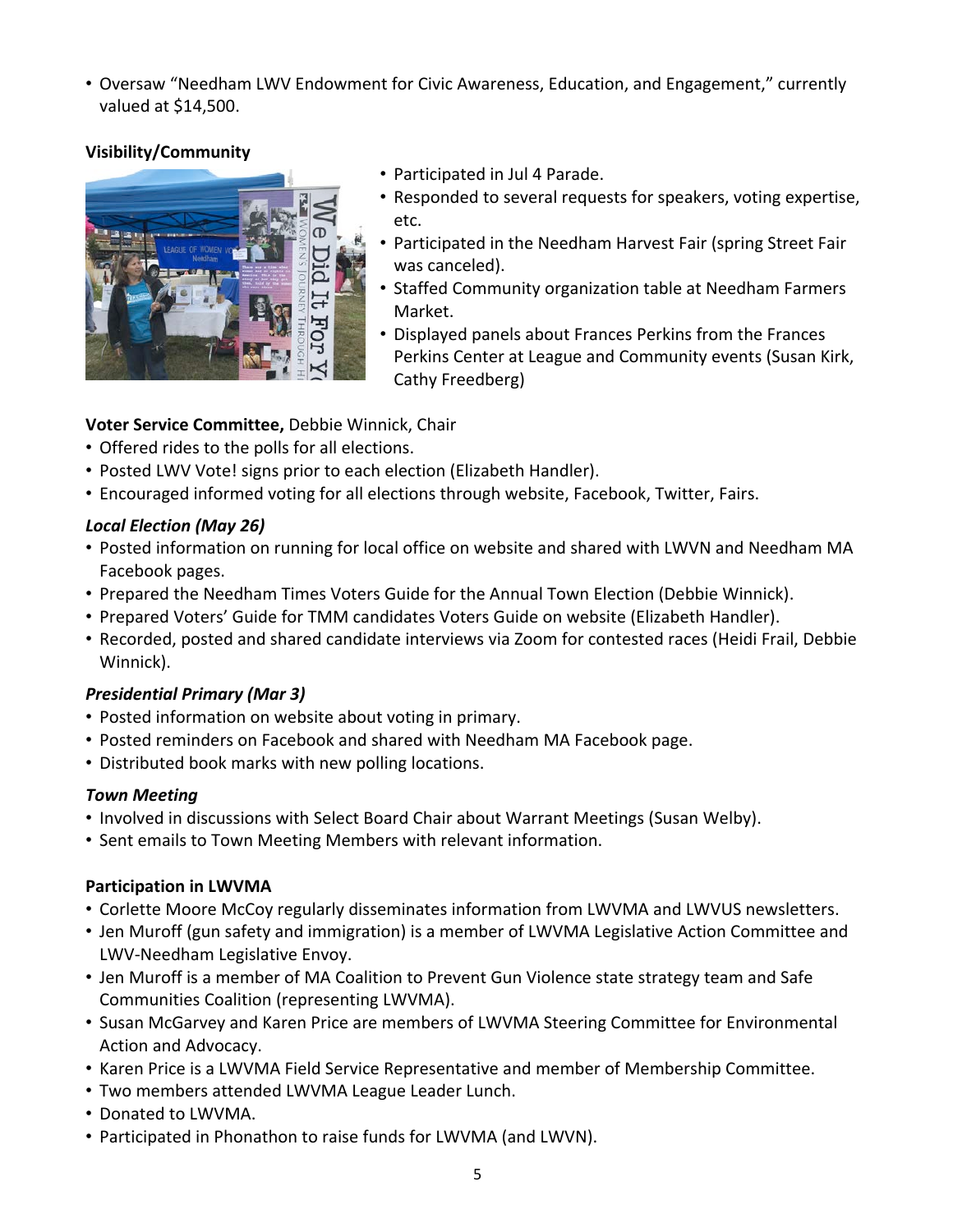- Oversaw "Needham LWV Endowment for Civic Awareness, Education, and Engagement," currently valued at $14,500.

**Visibility/Community**

- Participated in Jul 4 Parade.
- Responded to several requests for speakers, voting expertise, etc.
- Participated in the Needham Harvest Fair (spring Street Fair was canceled).
- Staffed Community organization table at Needham Farmers Market.
- Displayed panels about Frances Perkins from the Frances Perkins Center at League and Community events (Susan Kirk, Cathy Freedberg)

**Voter Service Committee,** Debbie Winnick, Chair

- Offered rides to the polls for all elections.
- Posted LWV Vote! signs prior to each election (Elizabeth Handler).
- Encouraged informed voting for all elections through website, Facebook, Twitter, Fairs.

***Local Election (May 26)***

- Posted information on running for local office on website and shared with LWVN and Needham MA Facebook pages.
- Prepared the Needham Times Voters Guide for the Annual Town Election (Debbie Winnick).
- Prepared Voters' Guide for TMM candidates Voters Guide on website (Elizabeth Handler).
- Recorded, posted and shared candidate interviews via Zoom for contested races (Heidi Frail, Debbie Winnick).

***Presidential Primary (Mar 3)***

- Posted information on website about voting in primary.
- Posted reminders on Facebook and shared with Needham MA Facebook page.
- Distributed book marks with new polling locations.

***Town Meeting***

- Involved in discussions with Select Board Chair about Warrant Meetings (Susan Welby).
- Sent emails to Town Meeting Members with relevant information.

**Participation in LWVMA**

- Corlette Moore McCoy regularly disseminates information from LWVMA and LWVUS newsletters.
- Jen Muroff (gun safety and immigration) is a member of LWVMA Legislative Action Committee and LWV-Needham Legislative Envoy.
- Jen Muroff is a member of MA Coalition to Prevent Gun Violence state strategy team and Safe Communities Coalition (representing LWVMA).
- Susan McGarvey and Karen Price are members of LWVMA Steering Committee for Environmental Action and Advocacy.
- Karen Price is a LWVMA Field Service Representative and member of Membership Committee.
- Two members attended LWVMA League Leader Lunch.
- Donated to LWVMA.
- Participated in Phonathon to raise funds for LWVMA (and LWVN).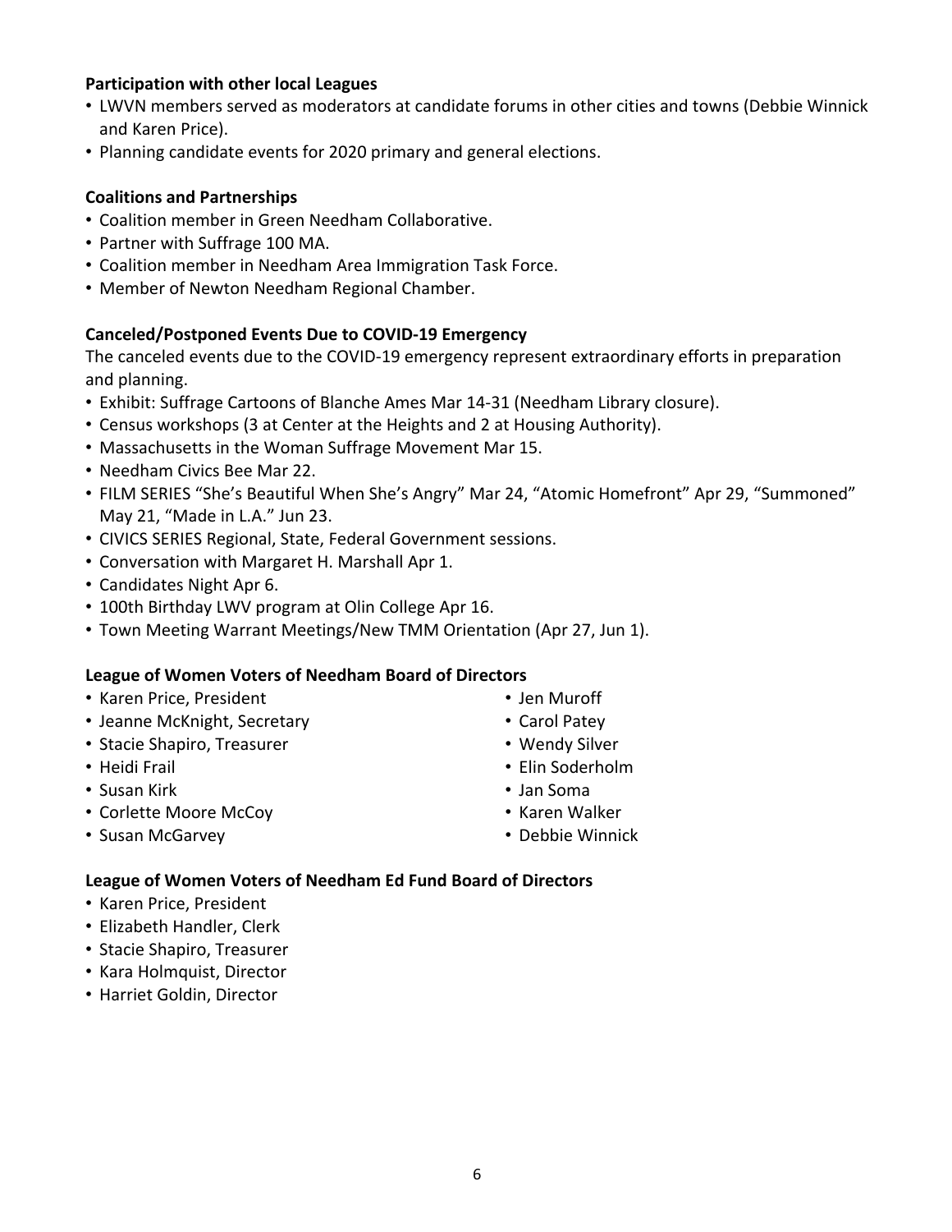**Participation with other local Leagues**

- LWVN members served as moderators at candidate forums in other cities and towns (Debbie Winnick and Karen Price).
- Planning candidate events for 2020 primary and general elections.

**Coalitions and Partnerships**

- Coalition member in Green Needham Collaborative.
- Partner with Suffrage 100 MA.
- Coalition member in Needham Area Immigration Task Force.
- Member of Newton Needham Regional Chamber.

**Canceled/Postponed Events Due to COVID-19 Emergency**

The canceled events due to the COVID-19 emergency represent extraordinary efforts in preparation and planning.

- Exhibit: Suffrage Cartoons of Blanche Ames Mar 14-31 (Needham Library closure).
- Census workshops (3 at Center at the Heights and 2 at Housing Authority).
- Massachusetts in the Woman Suffrage Movement Mar 15.
- Needham Civics Bee Mar 22.
- FILM SERIES "She's Beautiful When She's Angry" Mar 24, "Atomic Homefront" Apr 29, "Summoned" May 21, "Made in L.A." Jun 23.
- CIVICS SERIES Regional, State, Federal Government sessions.
- Conversation with Margaret H. Marshall Apr 1.
- Candidates Night Apr 6.
- 100th Birthday LWV program at Olin College Apr 16.
- Town Meeting Warrant Meetings/New TMM Orientation (Apr 27, Jun 1).

**League of Women Voters of Needham Board of Directors**

- Karen Price, President
- Jeanne McKnight, Secretary
- Stacie Shapiro, Treasurer
- Heidi Frail
- Susan Kirk
- Corlette Moore McCoy
- Susan McGarvey
- Jen Muroff
- Carol Patey
- Wendy Silver
- Elin Soderholm
- Jan Soma
- Karen Walker
- Debbie Winnick

**League of Women Voters of Needham Ed Fund Board of Directors**

- Karen Price, President
- Elizabeth Handler, Clerk
- Stacie Shapiro, Treasurer
- Kara Holmquist, Director
- Harriet Goldin, Director